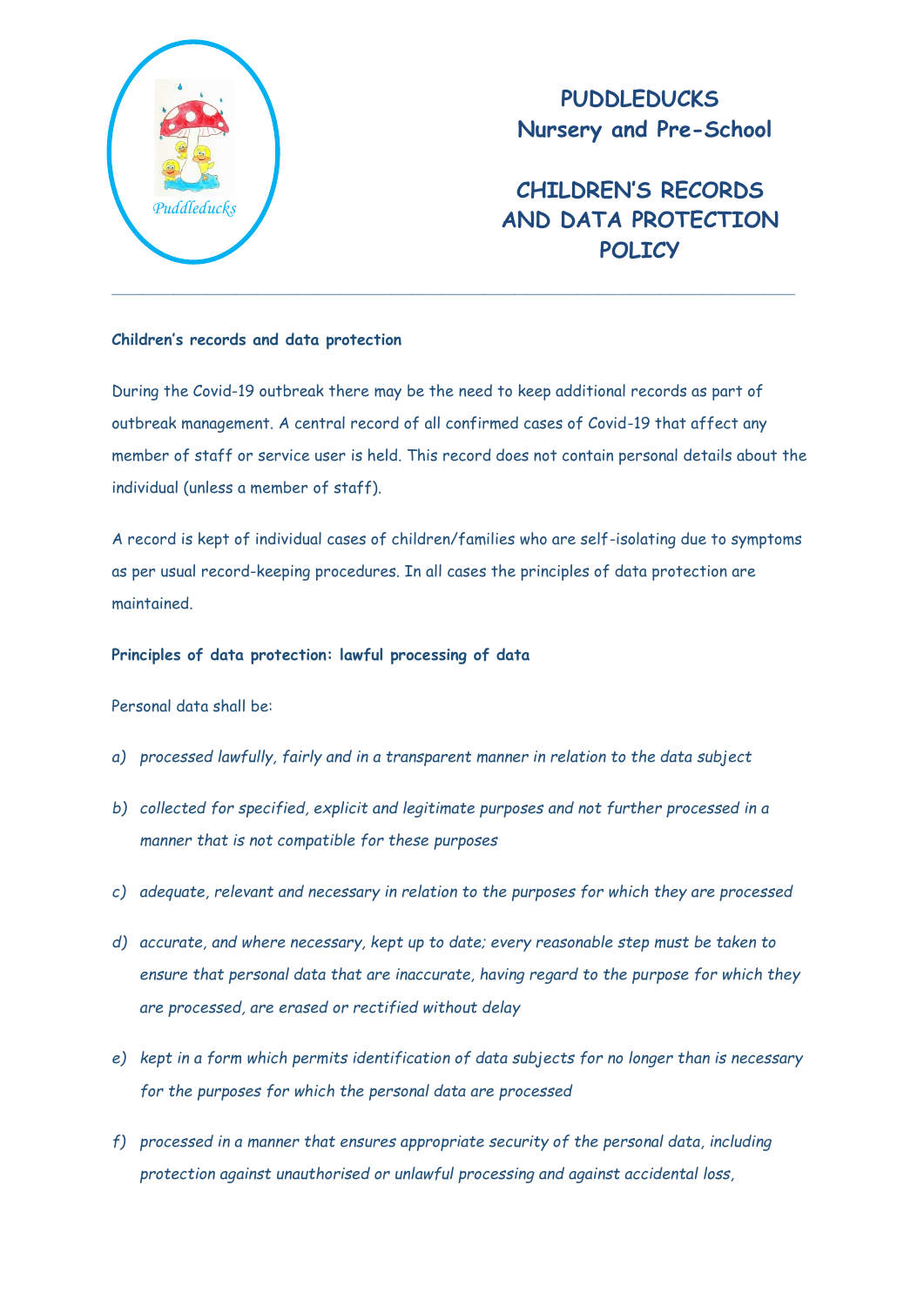# PUDDLEDUCKS Nursery and Pre-School

# CHILDREN'S RECORDS AND DATA PROTECTION POLICY

---

**Children's records and data protection**

During the Covid-19 outbreak there may be the need to keep additional records as part of outbreak management. A central record of all confirmed cases of Covid-19 that affect any member of staff or service user is held. This record does not contain personal details about the individual (unless a member of staff).

A record is kept of individual cases of children/families who are self-isolating due to symptoms as per usual record-keeping procedures. In all cases the principles of data protection are maintained.

**Principles of data protection: lawful processing of data**

Personal data shall be:

a) *processed lawfully, fairly and in a transparent manner in relation to the data subject*

b) *collected for specified, explicit and legitimate purposes and not further processed in a manner that is not compatible for these purposes*

c) *adequate, relevant and necessary in relation to the purposes for which they are processed*

d) *accurate, and where necessary, kept up to date; every reasonable step must be taken to ensure that personal data that are inaccurate, having regard to the purpose for which they are processed, are erased or rectified without delay*

e) *kept in a form which permits identification of data subjects for no longer than is necessary for the purposes for which the personal data are processed*

f) *processed in a manner that ensures appropriate security of the personal data, including protection against unauthorised or unlawful processing and against accidental loss,*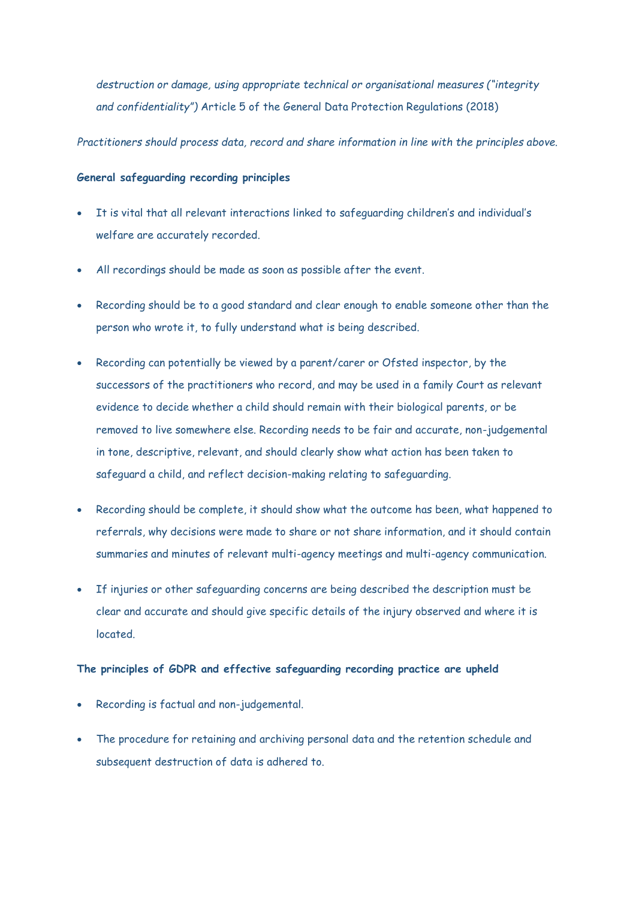*destruction or damage, using appropriate technical or organisational measures ("integrity and confidentiality")* Article 5 of the General Data Protection Regulations (2018)

*Practitioners should process data, record and share information in line with the principles above.*

**General safeguarding recording principles**

- It is vital that all relevant interactions linked to safeguarding children's and individual's welfare are accurately recorded.
- All recordings should be made as soon as possible after the event.
- Recording should be to a good standard and clear enough to enable someone other than the person who wrote it, to fully understand what is being described.
- Recording can potentially be viewed by a parent/carer or Ofsted inspector, by the successors of the practitioners who record, and may be used in a family Court as relevant evidence to decide whether a child should remain with their biological parents, or be removed to live somewhere else. Recording needs to be fair and accurate, non-judgemental in tone, descriptive, relevant, and should clearly show what action has been taken to safeguard a child, and reflect decision-making relating to safeguarding.
- Recording should be complete, it should show what the outcome has been, what happened to referrals, why decisions were made to share or not share information, and it should contain summaries and minutes of relevant multi-agency meetings and multi-agency communication.
- If injuries or other safeguarding concerns are being described the description must be clear and accurate and should give specific details of the injury observed and where it is located.

**The principles of GDPR and effective safeguarding recording practice are upheld**

- Recording is factual and non-judgemental.
- The procedure for retaining and archiving personal data and the retention schedule and subsequent destruction of data is adhered to.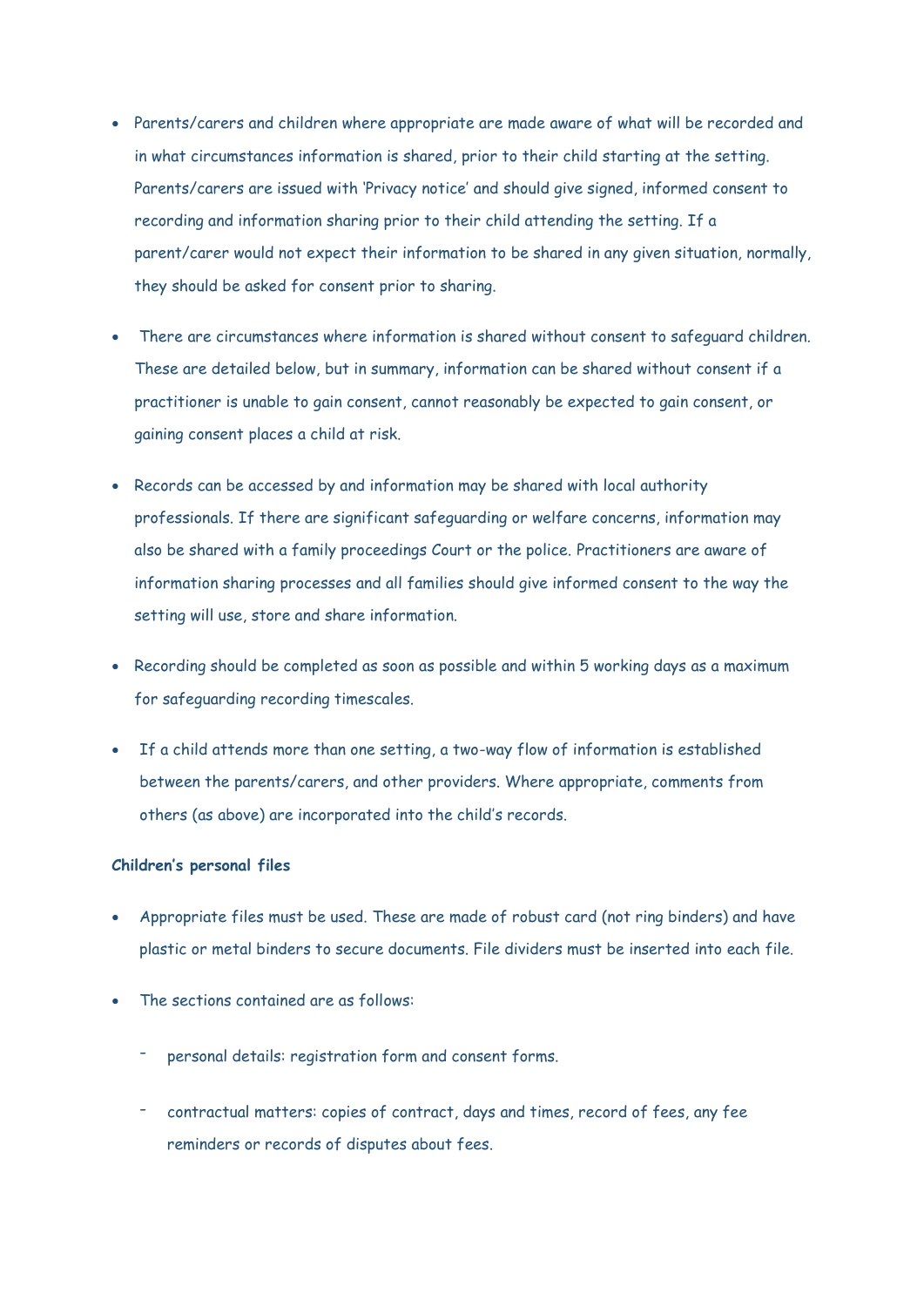- Parents/carers and children where appropriate are made aware of what will be recorded and in what circumstances information is shared, prior to their child starting at the setting. Parents/carers are issued with 'Privacy notice' and should give signed, informed consent to recording and information sharing prior to their child attending the setting. If a parent/carer would not expect their information to be shared in any given situation, normally, they should be asked for consent prior to sharing.

- There are circumstances where information is shared without consent to safeguard children. These are detailed below, but in summary, information can be shared without consent if a practitioner is unable to gain consent, cannot reasonably be expected to gain consent, or gaining consent places a child at risk.

- Records can be accessed by and information may be shared with local authority professionals. If there are significant safeguarding or welfare concerns, information may also be shared with a family proceedings Court or the police. Practitioners are aware of information sharing processes and all families should give informed consent to the way the setting will use, store and share information.

- Recording should be completed as soon as possible and within 5 working days as a maximum for safeguarding recording timescales.

- If a child attends more than one setting, a two-way flow of information is established between the parents/carers, and other providers. Where appropriate, comments from others (as above) are incorporated into the child's records.

**Children's personal files**

- Appropriate files must be used. These are made of robust card (not ring binders) and have plastic or metal binders to secure documents. File dividers must be inserted into each file.

- The sections contained are as follows:
  - personal details: registration form and consent forms.
  - contractual matters: copies of contract, days and times, record of fees, any fee reminders or records of disputes about fees.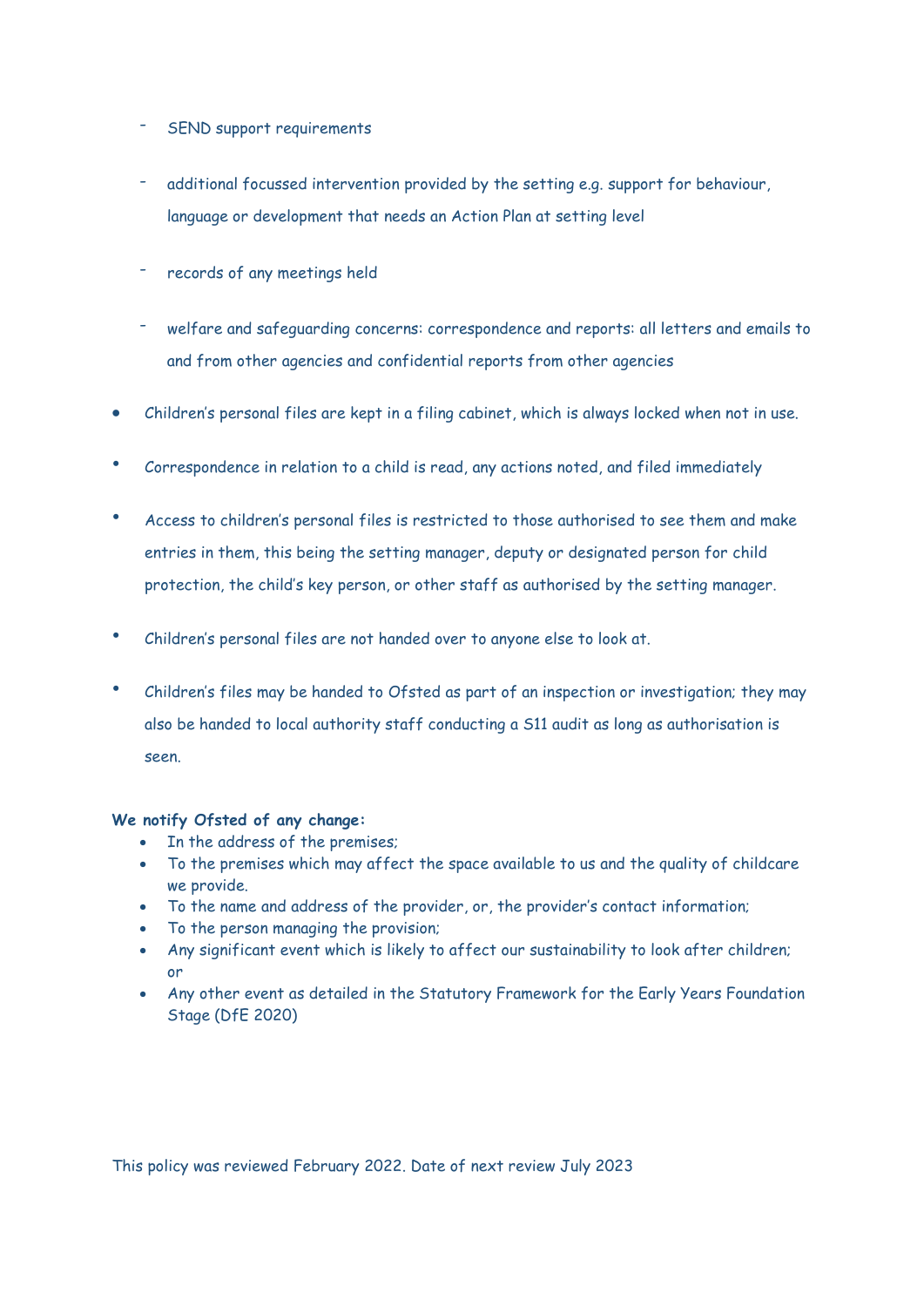- SEND support requirements
- additional focussed intervention provided by the setting e.g. support for behaviour, language or development that needs an Action Plan at setting level
- records of any meetings held
- welfare and safeguarding concerns: correspondence and reports: all letters and emails to and from other agencies and confidential reports from other agencies

- Children's personal files are kept in a filing cabinet, which is always locked when not in use.
- Correspondence in relation to a child is read, any actions noted, and filed immediately
- Access to children's personal files is restricted to those authorised to see them and make entries in them, this being the setting manager, deputy or designated person for child protection, the child's key person, or other staff as authorised by the setting manager.
- Children's personal files are not handed over to anyone else to look at.
- Children's files may be handed to Ofsted as part of an inspection or investigation; they may also be handed to local authority staff conducting a S11 audit as long as authorisation is seen.

**We notify Ofsted of any change:**

- In the address of the premises;
- To the premises which may affect the space available to us and the quality of childcare we provide.
- To the name and address of the provider, or, the provider's contact information;
- To the person managing the provision;
- Any significant event which is likely to affect our sustainability to look after children; or
- Any other event as detailed in the Statutory Framework for the Early Years Foundation Stage (DfE 2020)

This policy was reviewed February 2022. Date of next review July 2023